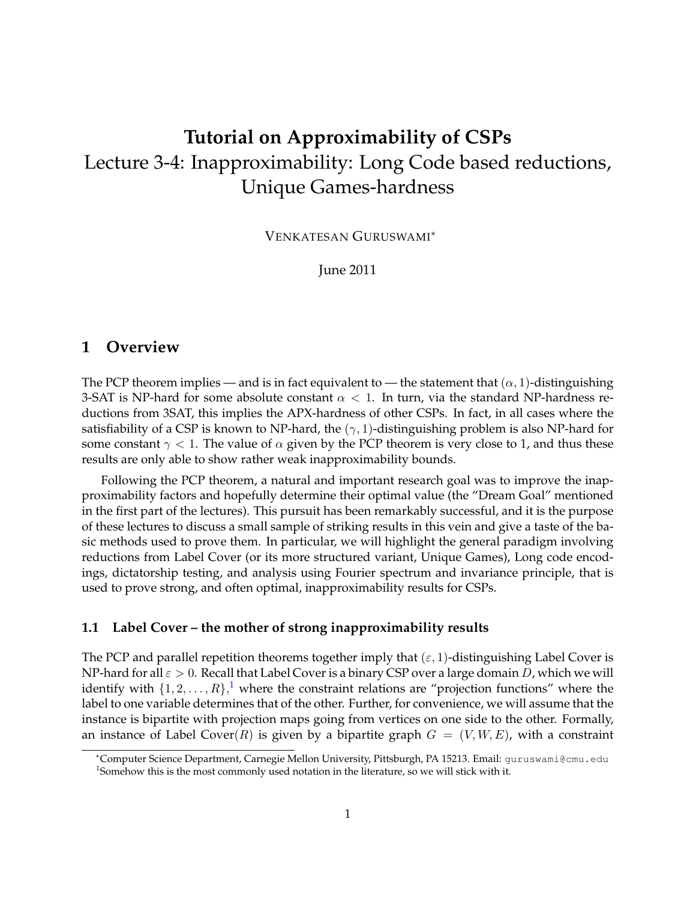# Tutorial on Approximability of CSPs
## Lecture 3-4: Inapproximability: Long Code based reductions, Unique Games-hardness

VENKATESAN GURUSWAMI[*]

June 2011

## 1 Overview

The PCP theorem implies — and is in fact equivalent to — the statement that $(\alpha, 1)$-distinguishing 3-SAT is NP-hard for some absolute constant $\alpha < 1$. In turn, via the standard NP-hardness reductions from 3SAT, this implies the APX-hardness of other CSPs. In fact, in all cases where the satisfiability of a CSP is known to NP-hard, the $(\gamma, 1)$-distinguishing problem is also NP-hard for some constant $\gamma < 1$. The value of $\alpha$ given by the PCP theorem is very close to 1, and thus these results are only able to show rather weak inapproximability bounds.

Following the PCP theorem, a natural and important research goal was to improve the inapproximability factors and hopefully determine their optimal value (the "Dream Goal" mentioned in the first part of the lectures). This pursuit has been remarkably successful, and it is the purpose of these lectures to discuss a small sample of striking results in this vein and give a taste of the basic methods used to prove them. In particular, we will highlight the general paradigm involving reductions from Label Cover (or its more structured variant, Unique Games), Long code encodings, dictatorship testing, and analysis using Fourier spectrum and invariance principle, that is used to prove strong, and often optimal, inapproximability results for CSPs.

### 1.1 Label Cover – the mother of strong inapproximability results

The PCP and parallel repetition theorems together imply that $(\varepsilon, 1)$-distinguishing Label Cover is NP-hard for all $\varepsilon > 0$. Recall that Label Cover is a binary CSP over a large domain $D$, which we will identify with $\{1, 2, \ldots, R\}$,[1] where the constraint relations are "projection functions" where the label to one variable determines that of the other. Further, for convenience, we will assume that the instance is bipartite with projection maps going from vertices on one side to the other. Formally, an instance of Label Cover$(R)$ is given by a bipartite graph $G = (V, W, E)$, with a constraint

[*]Computer Science Department, Carnegie Mellon University, Pittsburgh, PA 15213. Email: guruswami@cmu.edu

[1]Somehow this is the most commonly used notation in the literature, so we will stick with it.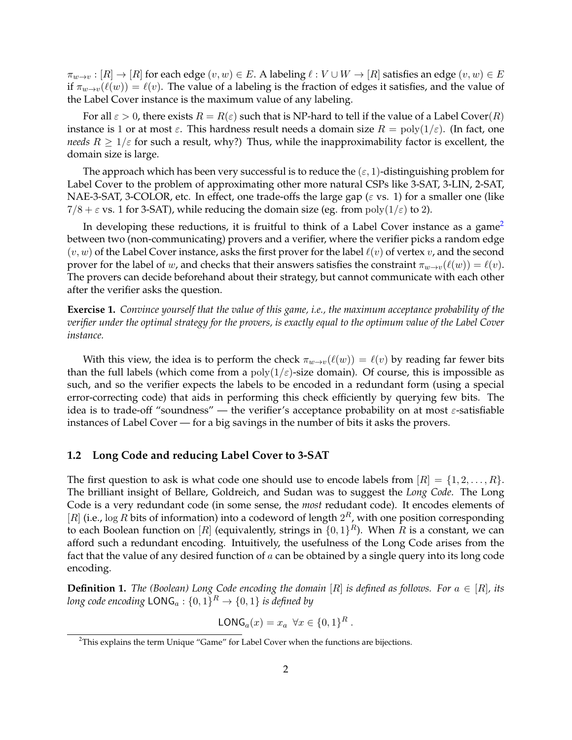$\pi_{w \to v} : [R] \to [R]$ for each edge $(v, w) \in E$. A labeling $\ell : V \cup W \to [R]$ satisfies an edge $(v, w) \in E$ if $\pi_{w \to v}(\ell(w)) = \ell(v)$. The value of a labeling is the fraction of edges it satisfies, and the value of the Label Cover instance is the maximum value of any labeling.

For all $\varepsilon > 0$, there exists $R = R(\varepsilon)$ such that is NP-hard to tell if the value of a Label Cover($R$) instance is 1 or at most $\varepsilon$. This hardness result needs a domain size $R = \text{poly}(1/\varepsilon)$. (In fact, one *needs* $R \geq 1/\varepsilon$ for such a result, why?) Thus, while the inapproximability factor is excellent, the domain size is large.

The approach which has been very successful is to reduce the $(\varepsilon, 1)$-distinguishing problem for Label Cover to the problem of approximating other more natural CSPs like 3-SAT, 3-LIN, 2-SAT, NAE-3-SAT, 3-COLOR, etc. In effect, one trade-offs the large gap ($\varepsilon$ vs. 1) for a smaller one (like $7/8 + \varepsilon$ vs. 1 for 3-SAT), while reducing the domain size (eg. from $\text{poly}(1/\varepsilon)$ to 2).

In developing these reductions, it is fruitful to think of a Label Cover instance as a game[2] between two (non-communicating) provers and a verifier, where the verifier picks a random edge $(v, w)$ of the Label Cover instance, asks the first prover for the label $\ell(v)$ of vertex $v$, and the second prover for the label of $w$, and checks that their answers satisfies the constraint $\pi_{w \to v}(\ell(w)) = \ell(v)$. The provers can decide beforehand about their strategy, but cannot communicate with each other after the verifier asks the question.

**Exercise 1.** *Convince yourself that the value of this game, i.e., the maximum acceptance probability of the verifier under the optimal strategy for the provers, is exactly equal to the optimum value of the Label Cover instance.*

With this view, the idea is to perform the check $\pi_{w \to v}(\ell(w)) = \ell(v)$ by reading far fewer bits than the full labels (which come from a $\text{poly}(1/\varepsilon)$-size domain). Of course, this is impossible as such, and so the verifier expects the labels to be encoded in a redundant form (using a special error-correcting code) that aids in performing this check efficiently by querying few bits. The idea is to trade-off "soundness" — the verifier's acceptance probability on at most $\varepsilon$-satisfiable instances of Label Cover — for a big savings in the number of bits it asks the provers.

### 1.2 Long Code and reducing Label Cover to 3-SAT

The first question to ask is what code one should use to encode labels from $[R] = \{1, 2, \ldots, R\}$. The brilliant insight of Bellare, Goldreich, and Sudan was to suggest the *Long Code*. The Long Code is a very redundant code (in some sense, the *most* redudant code). It encodes elements of $[R]$ (i.e., $\log R$ bits of information) into a codeword of length $2^R$, with one position corresponding to each Boolean function on $[R]$ (equivalently, strings in $\{0, 1\}^R$). When $R$ is a constant, we can afford such a redundant encoding. Intuitively, the usefulness of the Long Code arises from the fact that the value of any desired function of $a$ can be obtained by a single query into its long code encoding.

**Definition 1.** *The (Boolean) Long Code encoding the domain $[R]$ is defined as follows. For $a \in [R]$, its long code encoding $\mathsf{LONG}_a : \{0, 1\}^R \to \{0, 1\}$ is defined by*

$$\mathsf{LONG}_a(x) = x_a \ \ \forall x \in \{0, 1\}^R \ .$$

[2] This explains the term Unique "Game" for Label Cover when the functions are bijections.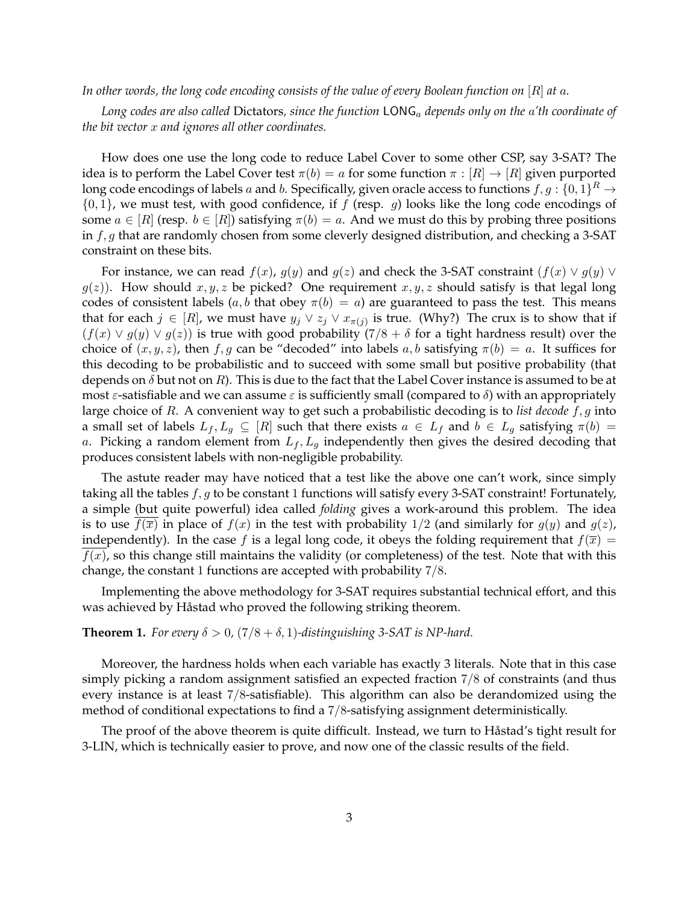*In other words, the long code encoding consists of the value of every Boolean function on $[R]$ at $a$.*

*Long codes are also called* Dictators, *since the function $\mathsf{LONG}_a$ depends only on the $a$'th coordinate of the bit vector $x$ and ignores all other coordinates.*

How does one use the long code to reduce Label Cover to some other CSP, say 3-SAT? The idea is to perform the Label Cover test $\pi(b) = a$ for some function $\pi : [R] \to [R]$ given purported long code encodings of labels $a$ and $b$. Specifically, given oracle access to functions $f, g : \{0,1\}^R \to \{0,1\}$, we must test, with good confidence, if $f$ (resp. $g$) looks like the long code encodings of some $a \in [R]$ (resp. $b \in [R]$) satisfying $\pi(b) = a$. And we must do this by probing three positions in $f, g$ that are randomly chosen from some cleverly designed distribution, and checking a 3-SAT constraint on these bits.

For instance, we can read $f(x)$, $g(y)$ and $g(z)$ and check the 3-SAT constraint $(f(x) \vee g(y) \vee g(z))$. How should $x, y, z$ be picked? One requirement $x, y, z$ should satisfy is that legal long codes of consistent labels ($a, b$ that obey $\pi(b) = a$) are guaranteed to pass the test. This means that for each $j \in [R]$, we must have $y_j \vee z_j \vee x_{\pi(j)}$ is true. (Why?) The crux is to show that if $(f(x) \vee g(y) \vee g(z))$ is true with good probability ($7/8 + \delta$ for a tight hardness result) over the choice of $(x, y, z)$, then $f, g$ can be "decoded" into labels $a, b$ satisfying $\pi(b) = a$. It suffices for this decoding to be probabilistic and to succeed with some small but positive probability (that depends on $\delta$ but not on $R$). This is due to the fact that the Label Cover instance is assumed to be at most $\varepsilon$-satisfiable and we can assume $\varepsilon$ is sufficiently small (compared to $\delta$) with an appropriately large choice of $R$. A convenient way to get such a probabilistic decoding is to *list decode* $f, g$ into a small set of labels $L_f, L_g \subseteq [R]$ such that there exists $a \in L_f$ and $b \in L_g$ satisfying $\pi(b) = a$. Picking a random element from $L_f, L_g$ independently then gives the desired decoding that produces consistent labels with non-negligible probability.

The astute reader may have noticed that a test like the above one can't work, since simply taking all the tables $f, g$ to be constant 1 functions will satisfy every 3-SAT constraint! Fortunately, a simple (but quite powerful) idea called *folding* gives a work-around this problem. The idea is to use $\overline{f(\overline{x})}$ in place of $f(x)$ in the test with probability $1/2$ (and similarly for $g(y)$ and $g(z)$, independently). In the case $f$ is a legal long code, it obeys the folding requirement that $f(\overline{x}) = \overline{f(x)}$, so this change still maintains the validity (or completeness) of the test. Note that with this change, the constant 1 functions are accepted with probability $7/8$.

Implementing the above methodology for 3-SAT requires substantial technical effort, and this was achieved by Håstad who proved the following striking theorem.

**Theorem 1.** *For every $\delta > 0$, $(7/8 + \delta, 1)$-distinguishing 3-SAT is NP-hard.*

Moreover, the hardness holds when each variable has exactly 3 literals. Note that in this case simply picking a random assignment satisfied an expected fraction $7/8$ of constraints (and thus every instance is at least $7/8$-satisfiable). This algorithm can also be derandomized using the method of conditional expectations to find a $7/8$-satisfying assignment deterministically.

The proof of the above theorem is quite difficult. Instead, we turn to Håstad's tight result for 3-LIN, which is technically easier to prove, and now one of the classic results of the field.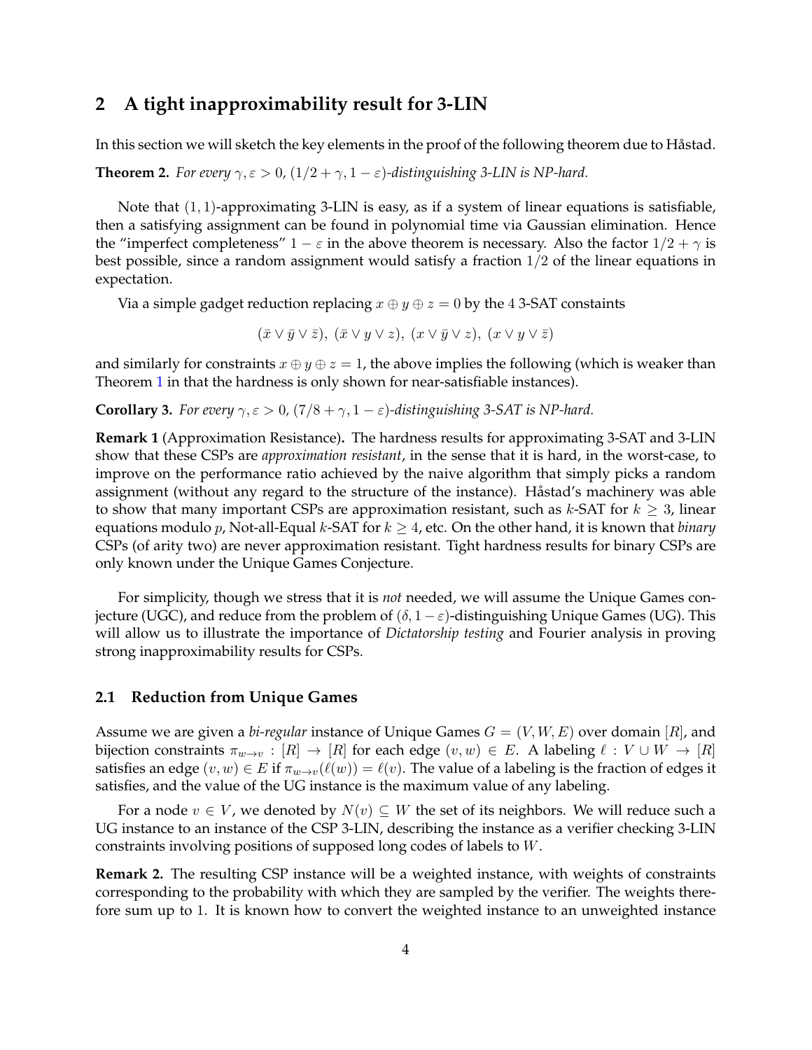## 2 A tight inapproximability result for 3-LIN

In this section we will sketch the key elements in the proof of the following theorem due to Håstad.

**Theorem 2.** *For every $\gamma, \varepsilon > 0$, $(1/2 + \gamma, 1 - \varepsilon)$-distinguishing 3-LIN is NP-hard.*

Note that $(1, 1)$-approximating 3-LIN is easy, as if a system of linear equations is satisfiable, then a satisfying assignment can be found in polynomial time via Gaussian elimination. Hence the "imperfect completeness" $1 - \varepsilon$ in the above theorem is necessary. Also the factor $1/2 + \gamma$ is best possible, since a random assignment would satisfy a fraction $1/2$ of the linear equations in expectation.

Via a simple gadget reduction replacing $x \oplus y \oplus z = 0$ by the 4 3-SAT constaints

$$(\bar{x} \vee \bar{y} \vee \bar{z}),\ (\bar{x} \vee y \vee z),\ (x \vee \bar{y} \vee z),\ (x \vee y \vee \bar{z})$$

and similarly for constraints $x \oplus y \oplus z = 1$, the above implies the following (which is weaker than Theorem 1 in that the hardness is only shown for near-satisfiable instances).

**Corollary 3.** *For every $\gamma, \varepsilon > 0$, $(7/8 + \gamma, 1 - \varepsilon)$-distinguishing 3-SAT is NP-hard.*

**Remark 1** (Approximation Resistance)**.** The hardness results for approximating 3-SAT and 3-LIN show that these CSPs are *approximation resistant*, in the sense that it is hard, in the worst-case, to improve on the performance ratio achieved by the naive algorithm that simply picks a random assignment (without any regard to the structure of the instance). Håstad's machinery was able to show that many important CSPs are approximation resistant, such as $k$-SAT for $k \geq 3$, linear equations modulo $p$, Not-all-Equal $k$-SAT for $k \geq 4$, etc. On the other hand, it is known that *binary* CSPs (of arity two) are never approximation resistant. Tight hardness results for binary CSPs are only known under the Unique Games Conjecture.

For simplicity, though we stress that it is *not* needed, we will assume the Unique Games conjecture (UGC), and reduce from the problem of $(\delta, 1 - \varepsilon)$-distinguishing Unique Games (UG). This will allow us to illustrate the importance of *Dictatorship testing* and Fourier analysis in proving strong inapproximability results for CSPs.

### 2.1 Reduction from Unique Games

Assume we are given a *bi-regular* instance of Unique Games $G = (V, W, E)$ over domain $[R]$, and bijection constraints $\pi_{w \to v} : [R] \to [R]$ for each edge $(v, w) \in E$. A labeling $\ell : V \cup W \to [R]$ satisfies an edge $(v, w) \in E$ if $\pi_{w \to v}(\ell(w)) = \ell(v)$. The value of a labeling is the fraction of edges it satisfies, and the value of the UG instance is the maximum value of any labeling.

For a node $v \in V$, we denoted by $N(v) \subseteq W$ the set of its neighbors. We will reduce such a UG instance to an instance of the CSP 3-LIN, describing the instance as a verifier checking 3-LIN constraints involving positions of supposed long codes of labels to $W$.

**Remark 2.** The resulting CSP instance will be a weighted instance, with weights of constraints corresponding to the probability with which they are sampled by the verifier. The weights therefore sum up to 1. It is known how to convert the weighted instance to an unweighted instance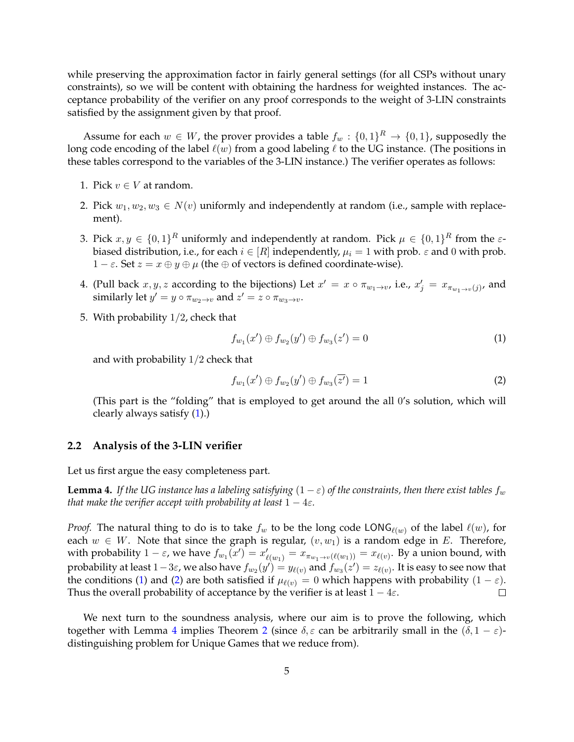while preserving the approximation factor in fairly general settings (for all CSPs without unary constraints), so we will be content with obtaining the hardness for weighted instances. The acceptance probability of the verifier on any proof corresponds to the weight of 3-LIN constraints satisfied by the assignment given by that proof.

Assume for each $w \in W$, the prover provides a table $f_w : \{0,1\}^R \to \{0,1\}$, supposedly the long code encoding of the label $\ell(w)$ from a good labeling $\ell$ to the UG instance. (The positions in these tables correspond to the variables of the 3-LIN instance.) The verifier operates as follows:

1. Pick $v \in V$ at random.
2. Pick $w_1, w_2, w_3 \in N(v)$ uniformly and independently at random (i.e., sample with replacement).
3. Pick $x, y \in \{0,1\}^R$ uniformly and independently at random. Pick $\mu \in \{0,1\}^R$ from the $\varepsilon$-biased distribution, i.e., for each $i \in [R]$ independently, $\mu_i = 1$ with prob. $\varepsilon$ and $0$ with prob. $1-\varepsilon$. Set $z = x \oplus y \oplus \mu$ (the $\oplus$ of vectors is defined coordinate-wise).
4. (Pull back $x, y, z$ according to the bijections) Let $x' = x \circ \pi_{w_1 \to v}$, i.e., $x'_j = x_{\pi_{w_1 \to v}(j)}$, and similarly let $y' = y \circ \pi_{w_2 \to v}$ and $z' = z \circ \pi_{w_3 \to v}$.
5. With probability $1/2$, check that
$$f_{w_1}(x') \oplus f_{w_2}(y') \oplus f_{w_3}(z') = 0 \tag{1}$$
and with probability $1/2$ check that
$$f_{w_1}(x') \oplus f_{w_2}(y') \oplus f_{w_3}(\overline{z'}) = 1 \tag{2}$$
(This part is the "folding" that is employed to get around the all 0's solution, which will clearly always satisfy (1).)

## 2.2 Analysis of the 3-LIN verifier

Let us first argue the easy completeness part.

**Lemma 4.** *If the UG instance has a labeling satisfying $(1-\varepsilon)$ of the constraints, then there exist tables $f_w$ that make the verifier accept with probability at least $1-4\varepsilon$.*

*Proof.* The natural thing to do is to take $f_w$ to be the long code $\mathsf{LONG}_{\ell(w)}$ of the label $\ell(w)$, for each $w \in W$. Note that since the graph is regular, $(v, w_1)$ is a random edge in $E$. Therefore, with probability $1-\varepsilon$, we have $f_{w_1}(x') = x'_{\ell(w_1)} = x_{\pi_{w_1 \to v}(\ell(w_1))} = x_{\ell(v)}$. By a union bound, with probability at least $1-3\varepsilon$, we also have $f_{w_2}(y') = y_{\ell(v)}$ and $f_{w_3}(z') = z_{\ell(v)}$. It is easy to see now that the conditions (1) and (2) are both satisfied if $\mu_{\ell(v)} = 0$ which happens with probability $(1-\varepsilon)$. Thus the overall probability of acceptance by the verifier is at least $1-4\varepsilon$. $\square$

We next turn to the soundness analysis, where our aim is to prove the following, which together with Lemma 4 implies Theorem 2 (since $\delta, \varepsilon$ can be arbitrarily small in the $(\delta, 1-\varepsilon)$-distinguishing problem for Unique Games that we reduce from).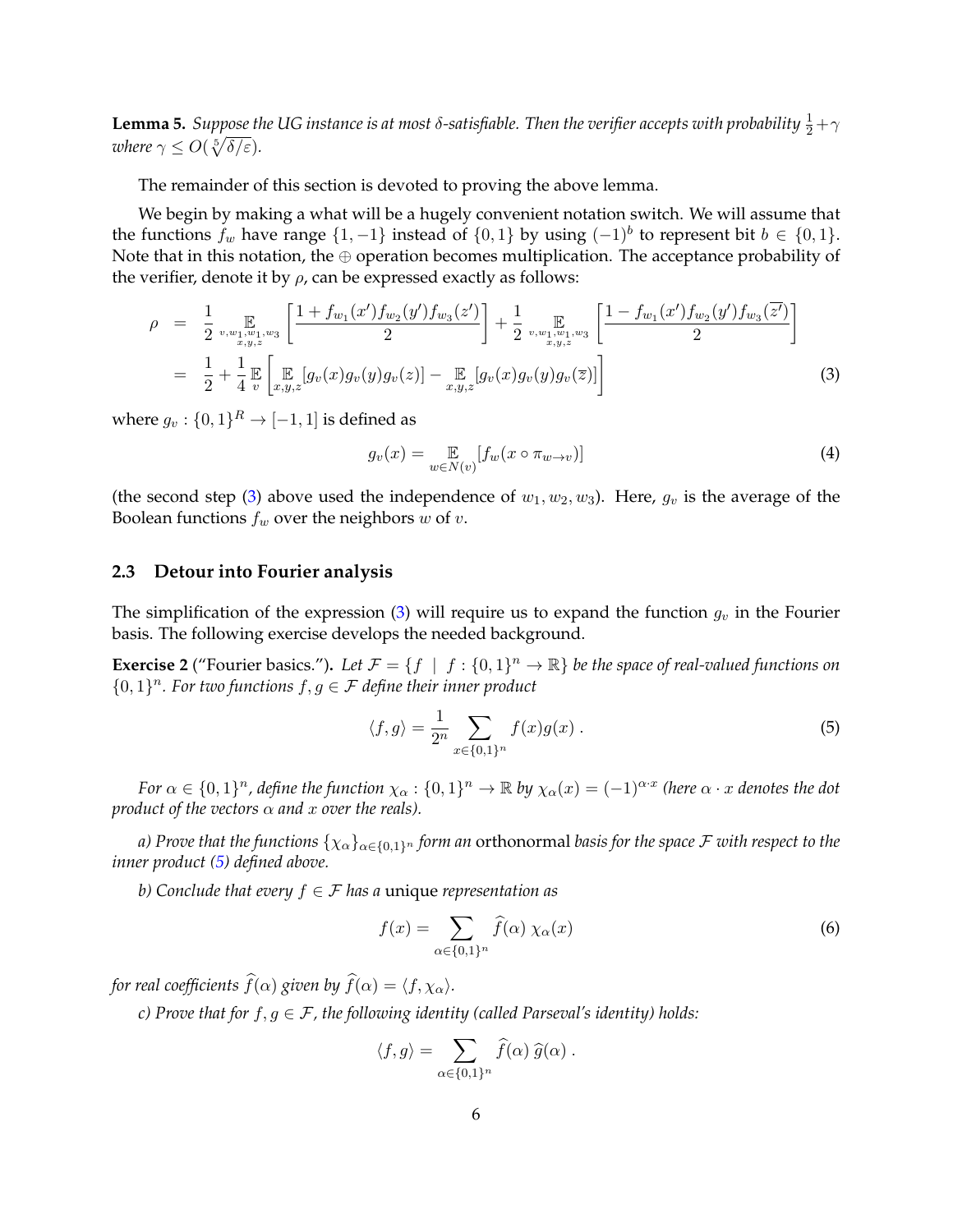**Lemma 5.** *Suppose the UG instance is at most $\delta$-satisfiable. Then the verifier accepts with probability $\frac{1}{2}+\gamma$ where $\gamma \le O(\sqrt[5]{\delta/\varepsilon})$.*

The remainder of this section is devoted to proving the above lemma.

We begin by making a what will be a hugely convenient notation switch. We will assume that the functions $f_w$ have range $\{1,-1\}$ instead of $\{0,1\}$ by using $(-1)^b$ to represent bit $b \in \{0,1\}$. Note that in this notation, the $\oplus$ operation becomes multiplication. The acceptance probability of the verifier, denote it by $\rho$, can be expressed exactly as follows:

$$
\begin{aligned}
\rho &= \frac{1}{2} \mathop{\mathbb{E}}_{\substack{v,w_1,w_1,w_3 \\ x,y,z}} \left[ \frac{1 + f_{w_1}(x') f_{w_2}(y') f_{w_3}(z')}{2} \right] + \frac{1}{2} \mathop{\mathbb{E}}_{\substack{v,w_1,w_1,w_3 \\ x,y,z}} \left[ \frac{1 - f_{w_1}(x') f_{w_2}(y') f_{w_3}(\overline{z'})}{2} \right] \\
&= \frac{1}{2} + \frac{1}{4} \mathop{\mathbb{E}}_{v} \left[ \mathop{\mathbb{E}}_{x,y,z} [g_v(x) g_v(y) g_v(z)] - \mathop{\mathbb{E}}_{x,y,z} [g_v(x) g_v(y) g_v(\overline{z})] \right] \qquad (3)
\end{aligned}
$$

where $g_v : \{0,1\}^R \to [-1,1]$ is defined as

$$
g_v(x) = \mathop{\mathbb{E}}_{w \in N(v)} [f_w(x \circ \pi_{w \to v})] \qquad (4)
$$

(the second step (3) above used the independence of $w_1, w_2, w_3$). Here, $g_v$ is the average of the Boolean functions $f_w$ over the neighbors $w$ of $v$.

### 2.3 Detour into Fourier analysis

The simplification of the expression (3) will require us to expand the function $g_v$ in the Fourier basis. The following exercise develops the needed background.

**Exercise 2** ("Fourier basics."). *Let $\mathcal{F} = \{f \mid f : \{0,1\}^n \to \mathbb{R}\}$ be the space of real-valued functions on $\{0,1\}^n$. For two functions $f, g \in \mathcal{F}$ define their inner product*

$$
\langle f, g \rangle = \frac{1}{2^n} \sum_{x \in \{0,1\}^n} f(x) g(x) \; . \qquad (5)
$$

*For $\alpha \in \{0,1\}^n$, define the function $\chi_\alpha : \{0,1\}^n \to \mathbb{R}$ by $\chi_\alpha(x) = (-1)^{\alpha \cdot x}$ (here $\alpha \cdot x$ denotes the dot product of the vectors $\alpha$ and $x$ over the reals).*

*a) Prove that the functions $\{\chi_\alpha\}_{\alpha \in \{0,1\}^n}$ form an* orthonormal *basis for the space $\mathcal{F}$ with respect to the inner product (5) defined above.*

*b) Conclude that every $f \in \mathcal{F}$ has a* unique *representation as*

$$
f(x) = \sum_{\alpha \in \{0,1\}^n} \widehat{f}(\alpha) \, \chi_\alpha(x) \qquad (6)
$$

*for real coefficients $\widehat{f}(\alpha)$ given by $\widehat{f}(\alpha) = \langle f, \chi_\alpha \rangle$.*

*c) Prove that for $f, g \in \mathcal{F}$, the following identity (called Parseval's identity) holds:*

$$
\langle f, g \rangle = \sum_{\alpha \in \{0,1\}^n} \widehat{f}(\alpha) \, \widehat{g}(\alpha) \; .
$$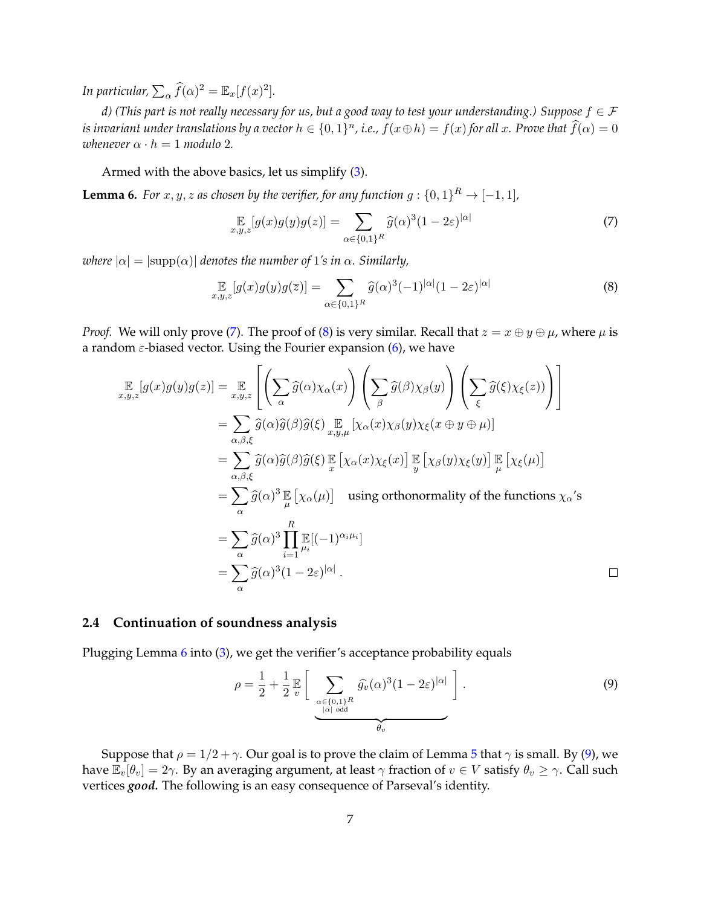*In particular,* $\sum_\alpha \widehat{f}(\alpha)^2 = \mathbb{E}_x[f(x)^2]$.

*d) (This part is not really necessary for us, but a good way to test your understanding.) Suppose* $f \in \mathcal{F}$ *is invariant under translations by a vector* $h \in \{0,1\}^n$, *i.e.,* $f(x \oplus h) = f(x)$ *for all* $x$. *Prove that* $\widehat{f}(\alpha) = 0$ *whenever* $\alpha \cdot h = 1$ *modulo* 2.

Armed with the above basics, let us simplify (3).

**Lemma 6.** *For* $x, y, z$ *as chosen by the verifier, for any function* $g : \{0,1\}^R \to [-1,1]$,

$$\mathop{\mathbb{E}}_{x,y,z}[g(x)g(y)g(z)] = \sum_{\alpha \in \{0,1\}^R} \widehat{g}(\alpha)^3 (1-2\varepsilon)^{|\alpha|} \tag{7}$$

*where* $|\alpha| = |\mathrm{supp}(\alpha)|$ *denotes the number of* 1*'s in* $\alpha$. *Similarly,*

$$\mathop{\mathbb{E}}_{x,y,z}[g(x)g(y)g(\overline{z})] = \sum_{\alpha \in \{0,1\}^R} \widehat{g}(\alpha)^3 (-1)^{|\alpha|}(1-2\varepsilon)^{|\alpha|} \tag{8}$$

*Proof.* We will only prove (7). The proof of (8) is very similar. Recall that $z = x \oplus y \oplus \mu$, where $\mu$ is a random $\varepsilon$-biased vector. Using the Fourier expansion (6), we have

$$\begin{aligned}
\mathop{\mathbb{E}}_{x,y,z}[g(x)g(y)g(z)] &= \mathop{\mathbb{E}}_{x,y,z}\left[\left(\sum_\alpha \widehat{g}(\alpha)\chi_\alpha(x)\right)\left(\sum_\beta \widehat{g}(\beta)\chi_\beta(y)\right)\left(\sum_\xi \widehat{g}(\xi)\chi_\xi(z)\right)\right] \\
&= \sum_{\alpha,\beta,\xi} \widehat{g}(\alpha)\widehat{g}(\beta)\widehat{g}(\xi) \mathop{\mathbb{E}}_{x,y,\mu}\left[\chi_\alpha(x)\chi_\beta(y)\chi_\xi(x \oplus y \oplus \mu)\right] \\
&= \sum_{\alpha,\beta,\xi} \widehat{g}(\alpha)\widehat{g}(\beta)\widehat{g}(\xi) \mathop{\mathbb{E}}_{x}\left[\chi_\alpha(x)\chi_\xi(x)\right] \mathop{\mathbb{E}}_{y}\left[\chi_\beta(y)\chi_\xi(y)\right] \mathop{\mathbb{E}}_{\mu}\left[\chi_\xi(\mu)\right] \\
&= \sum_\alpha \widehat{g}(\alpha)^3 \mathop{\mathbb{E}}_{\mu}\left[\chi_\alpha(\mu)\right] \quad \text{using orthonormality of the functions } \chi_\alpha\text{'s} \\
&= \sum_\alpha \widehat{g}(\alpha)^3 \prod_{i=1}^R \mathop{\mathbb{E}}_{\mu_i}[(-1)^{\alpha_i \mu_i}] \\
&= \sum_\alpha \widehat{g}(\alpha)^3 (1-2\varepsilon)^{|\alpha|} .
\end{aligned}$$

□

### 2.4 Continuation of soundness analysis

Plugging Lemma 6 into (3), we get the verifier's acceptance probability equals

$$\rho = \frac{1}{2} + \frac{1}{2} \mathop{\mathbb{E}}_v \Bigg[ \underbrace{\sum_{\substack{\alpha \in \{0,1\}^R \\ |\alpha| \text{ odd}}} \widehat{g_v}(\alpha)^3 (1-2\varepsilon)^{|\alpha|}}_{\theta_v} \Bigg] . \tag{9}$$

Suppose that $\rho = 1/2 + \gamma$. Our goal is to prove the claim of Lemma 5 that $\gamma$ is small. By (9), we have $\mathbb{E}_v[\theta_v] = 2\gamma$. By an averaging argument, at least $\gamma$ fraction of $v \in V$ satisfy $\theta_v \geq \gamma$. Call such vertices ***good***. The following is an easy consequence of Parseval's identity.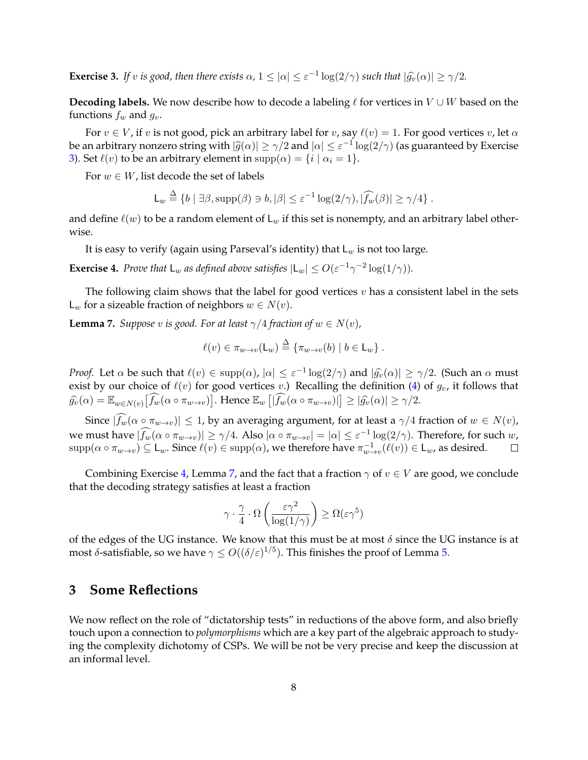**Exercise 3.** *If $v$ is good, then there exists $\alpha$, $1 \le |\alpha| \le \varepsilon^{-1} \log(2/\gamma)$ such that $|\widehat{g_v}(\alpha)| \ge \gamma/2$.*

**Decoding labels.** We now describe how to decode a labeling $\ell$ for vertices in $V \cup W$ based on the functions $f_w$ and $g_v$.

For $v \in V$, if $v$ is not good, pick an arbitrary label for $v$, say $\ell(v) = 1$. For good vertices $v$, let $\alpha$ be an arbitrary nonzero string with $|\widehat{g}(\alpha)| \ge \gamma/2$ and $|\alpha| \le \varepsilon^{-1} \log(2/\gamma)$ (as guaranteed by Exercise 3). Set $\ell(v)$ to be an arbitrary element in $\mathrm{supp}(\alpha) = \{i \mid \alpha_i = 1\}$.

For $w \in W$, list decode the set of labels

$$\mathsf{L}_w \triangleq \{b \mid \exists \beta, \mathrm{supp}(\beta) \ni b, |\beta| \le \varepsilon^{-1} \log(2/\gamma), |\widehat{f_w}(\beta)| \ge \gamma/4\} .$$

and define $\ell(w)$ to be a random element of $\mathsf{L}_w$ if this set is nonempty, and an arbitrary label otherwise.

It is easy to verify (again using Parseval's identity) that $\mathsf{L}_w$ is not too large.

**Exercise 4.** *Prove that $\mathsf{L}_w$ as defined above satisfies $|\mathsf{L}_w| \le O(\varepsilon^{-1}\gamma^{-2} \log(1/\gamma))$.*

The following claim shows that the label for good vertices $v$ has a consistent label in the sets $\mathsf{L}_w$ for a sizeable fraction of neighbors $w \in N(v)$.

**Lemma 7.** *Suppose $v$ is good. For at least $\gamma/4$ fraction of $w \in N(v)$,*

$$\ell(v) \in \pi_{w \to v}(\mathsf{L}_w) \triangleq \{\pi_{w\to v}(b) \mid b \in \mathsf{L}_w\} .$$

*Proof.* Let $\alpha$ be such that $\ell(v) \in \mathrm{supp}(\alpha)$, $|\alpha| \le \varepsilon^{-1} \log(2/\gamma)$ and $|\widehat{g_v}(\alpha)| \ge \gamma/2$. (Such an $\alpha$ must exist by our choice of $\ell(v)$ for good vertices $v$.) Recalling the definition (4) of $g_v$, it follows that $\widehat{g_v}(\alpha) = \mathbb{E}_{w \in N(v)}\big[\widehat{f_w}(\alpha \circ \pi_{w\to v})\big]$. Hence $\mathbb{E}_w\left[|\widehat{f_w}(\alpha \circ \pi_{w\to v})|\right] \ge |\widehat{g_v}(\alpha)| \ge \gamma/2$.

Since $|\widehat{f_w}(\alpha \circ \pi_{w\to v})| \le 1$, by an averaging argument, for at least a $\gamma/4$ fraction of $w \in N(v)$, we must have $|\widehat{f_w}(\alpha \circ \pi_{w\to v})| \ge \gamma/4$. Also $|\alpha \circ \pi_{w\to v}| = |\alpha| \le \varepsilon^{-1}\log(2/\gamma)$. Therefore, for such $w$, $\mathrm{supp}(\alpha \circ \pi_{w\to v}) \subseteq \mathsf{L}_w$. Since $\ell(v) \in \mathrm{supp}(\alpha)$, we therefore have $\pi^{-1}_{w\to v}(\ell(v)) \in \mathsf{L}_w$, as desired. $\square$

Combining Exercise 4, Lemma 7, and the fact that a fraction $\gamma$ of $v \in V$ are good, we conclude that the decoding strategy satisfies at least a fraction

$$\gamma \cdot \frac{\gamma}{4} \cdot \Omega\left(\frac{\varepsilon\gamma^2}{\log(1/\gamma)}\right) \ge \Omega(\varepsilon\gamma^5)$$

of the edges of the UG instance. We know that this must be at most $\delta$ since the UG instance is at most $\delta$-satisfiable, so we have $\gamma \le O((\delta/\varepsilon)^{1/5})$. This finishes the proof of Lemma 5.

## 3 Some Reflections

We now reflect on the role of "dictatorship tests" in reductions of the above form, and also briefly touch upon a connection to *polymorphisms* which are a key part of the algebraic approach to studying the complexity dichotomy of CSPs. We will be not be very precise and keep the discussion at an informal level.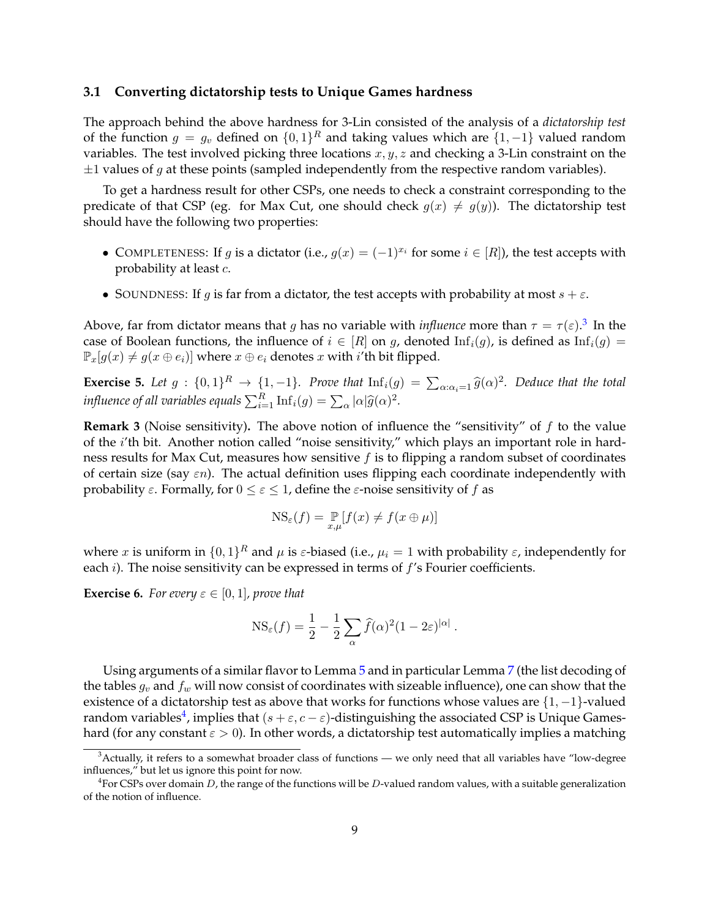### 3.1 Converting dictatorship tests to Unique Games hardness

The approach behind the above hardness for 3-Lin consisted of the analysis of a *dictatorship test* of the function $g = g_v$ defined on $\{0,1\}^R$ and taking values which are $\{1,-1\}$ valued random variables. The test involved picking three locations $x, y, z$ and checking a 3-Lin constraint on the $\pm 1$ values of $g$ at these points (sampled independently from the respective random variables).

To get a hardness result for other CSPs, one needs to check a constraint corresponding to the predicate of that CSP (eg. for Max Cut, one should check $g(x) \neq g(y)$). The dictatorship test should have the following two properties:

- COMPLETENESS: If $g$ is a dictator (i.e., $g(x) = (-1)^{x_i}$ for some $i \in [R]$), the test accepts with probability at least $c$.
- SOUNDNESS: If $g$ is far from a dictator, the test accepts with probability at most $s + \varepsilon$.

Above, far from dictator means that $g$ has no variable with *influence* more than $\tau = \tau(\varepsilon)$.[3] In the case of Boolean functions, the influence of $i \in [R]$ on $g$, denoted $\mathrm{Inf}_i(g)$, is defined as $\mathrm{Inf}_i(g) = \mathbb{P}_x[g(x) \neq g(x \oplus e_i)]$ where $x \oplus e_i$ denotes $x$ with $i$'th bit flipped.

**Exercise 5.** *Let $g : \{0,1\}^R \to \{1,-1\}$. Prove that $\mathrm{Inf}_i(g) = \sum_{\alpha : \alpha_i = 1} \widehat{g}(\alpha)^2$. Deduce that the total influence of all variables equals $\sum_{i=1}^{R} \mathrm{Inf}_i(g) = \sum_\alpha |\alpha| \widehat{g}(\alpha)^2$.*

**Remark 3** (Noise sensitivity)**.** The above notion of influence the "sensitivity" of $f$ to the value of the $i$'th bit. Another notion called "noise sensitivity," which plays an important role in hardness results for Max Cut, measures how sensitive $f$ is to flipping a random subset of coordinates of certain size (say $\varepsilon n$). The actual definition uses flipping each coordinate independently with probability $\varepsilon$. Formally, for $0 \leq \varepsilon \leq 1$, define the $\varepsilon$-noise sensitivity of $f$ as

$$\mathrm{NS}_\varepsilon(f) = \mathop{\mathbb{P}}_{x,\mu}[f(x) \neq f(x \oplus \mu)]$$

where $x$ is uniform in $\{0,1\}^R$ and $\mu$ is $\varepsilon$-biased (i.e., $\mu_i = 1$ with probability $\varepsilon$, independently for each $i$). The noise sensitivity can be expressed in terms of $f$'s Fourier coefficients.

**Exercise 6.** *For every $\varepsilon \in [0,1]$, prove that*

$$\mathrm{NS}_\varepsilon(f) = \frac{1}{2} - \frac{1}{2} \sum_\alpha \widehat{f}(\alpha)^2 (1 - 2\varepsilon)^{|\alpha|} .$$

Using arguments of a similar flavor to Lemma 5 and in particular Lemma 7 (the list decoding of the tables $g_v$ and $f_w$ will now consist of coordinates with sizeable influence), one can show that the existence of a dictatorship test as above that works for functions whose values are $\{1,-1\}$-valued random variables[4], implies that $(s+\varepsilon, c-\varepsilon)$-distinguishing the associated CSP is Unique Games-hard (for any constant $\varepsilon > 0$). In other words, a dictatorship test automatically implies a matching

[3] Actually, it refers to a somewhat broader class of functions — we only need that all variables have "low-degree influences," but let us ignore this point for now.

[4] For CSPs over domain $D$, the range of the functions will be $D$-valued random values, with a suitable generalization of the notion of influence.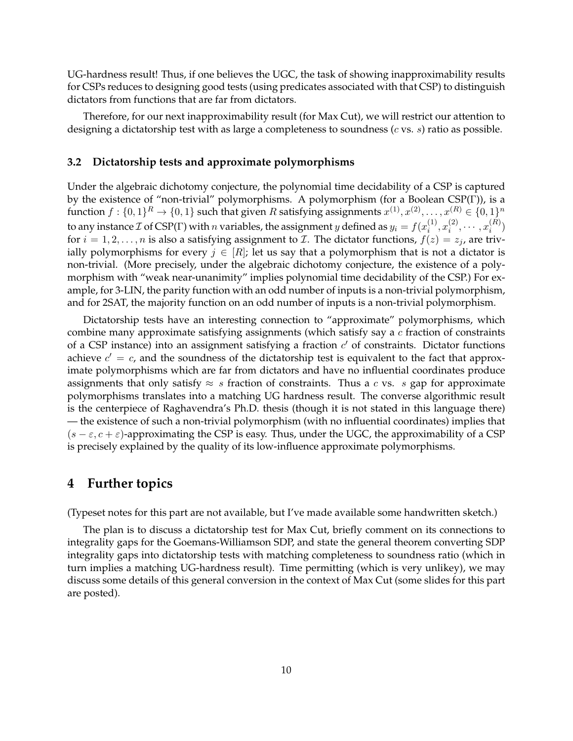UG-hardness result! Thus, if one believes the UGC, the task of showing inapproximability results for CSPs reduces to designing good tests (using predicates associated with that CSP) to distinguish dictators from functions that are far from dictators.

Therefore, for our next inapproximability result (for Max Cut), we will restrict our attention to designing a dictatorship test with as large a completeness to soundness ($c$ vs. $s$) ratio as possible.

### 3.2 Dictatorship tests and approximate polymorphisms

Under the algebraic dichotomy conjecture, the polynomial time decidability of a CSP is captured by the existence of "non-trivial" polymorphisms. A polymorphism (for a Boolean CSP($\Gamma$)), is a function $f : \{0,1\}^R \to \{0,1\}$ such that given $R$ satisfying assignments $x^{(1)}, x^{(2)}, \ldots, x^{(R)} \in \{0,1\}^n$ to any instance $\mathcal{I}$ of CSP($\Gamma$) with $n$ variables, the assignment $y$ defined as $y_i = f(x_i^{(1)}, x_i^{(2)}, \cdots, x_i^{(R)})$ for $i = 1, 2, \ldots, n$ is also a satisfying assignment to $\mathcal{I}$. The dictator functions, $f(z) = z_j$, are trivially polymorphisms for every $j \in [R]$; let us say that a polymorphism that is not a dictator is non-trivial. (More precisely, under the algebraic dichotomy conjecture, the existence of a polymorphism with "weak near-unanimity" implies polynomial time decidability of the CSP.) For example, for 3-LIN, the parity function with an odd number of inputs is a non-trivial polymorphism, and for 2SAT, the majority function on an odd number of inputs is a non-trivial polymorphism.

Dictatorship tests have an interesting connection to "approximate" polymorphisms, which combine many approximate satisfying assignments (which satisfy say a $c$ fraction of constraints of a CSP instance) into an assignment satisfying a fraction $c'$ of constraints. Dictator functions achieve $c' = c$, and the soundness of the dictatorship test is equivalent to the fact that approximate polymorphisms which are far from dictators and have no influential coordinates produce assignments that only satisfy $\approx s$ fraction of constraints. Thus a $c$ vs. $s$ gap for approximate polymorphisms translates into a matching UG hardness result. The converse algorithmic result is the centerpiece of Raghavendra's Ph.D. thesis (though it is not stated in this language there) — the existence of such a non-trivial polymorphism (with no influential coordinates) implies that $(s - \varepsilon, c + \varepsilon)$-approximating the CSP is easy. Thus, under the UGC, the approximability of a CSP is precisely explained by the quality of its low-influence approximate polymorphisms.

## 4 Further topics

(Typeset notes for this part are not available, but I've made available some handwritten sketch.)

The plan is to discuss a dictatorship test for Max Cut, briefly comment on its connections to integrality gaps for the Goemans-Williamson SDP, and state the general theorem converting SDP integrality gaps into dictatorship tests with matching completeness to soundness ratio (which in turn implies a matching UG-hardness result). Time permitting (which is very unlikey), we may discuss some details of this general conversion in the context of Max Cut (some slides for this part are posted).